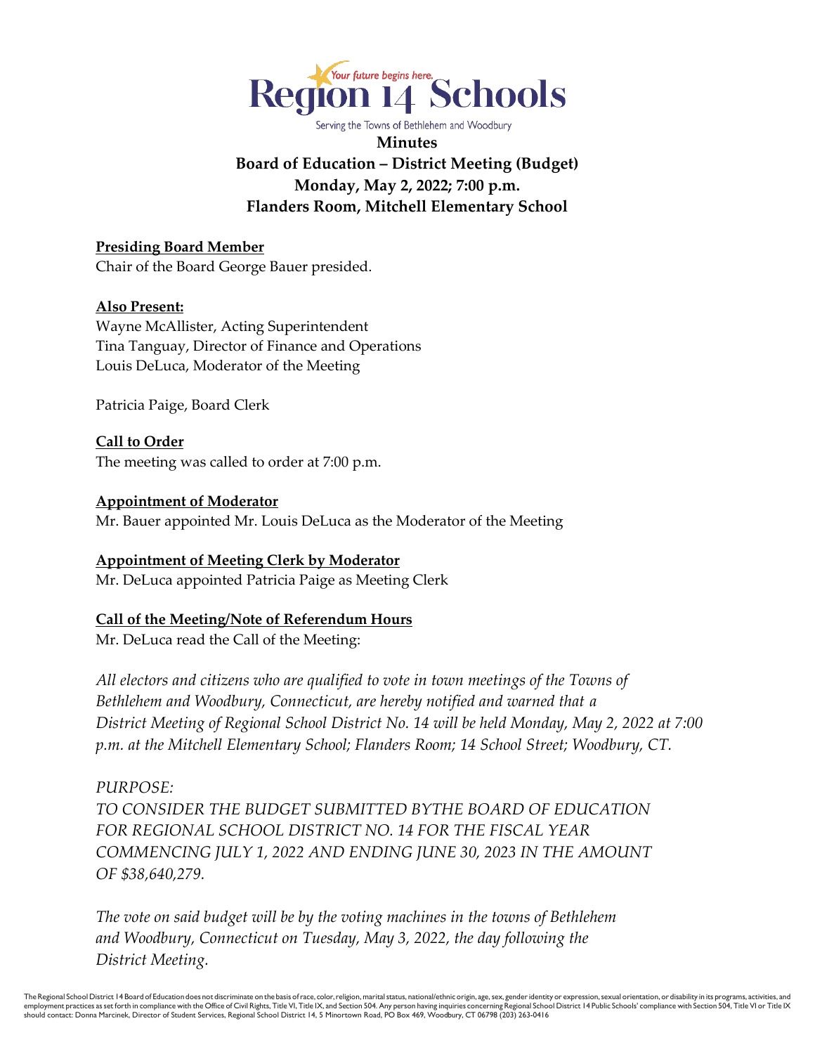Region 14 Schools

Your future begins here.

Serving the Towns of Bethlehem and Woodbury

**Minutes**
**Board of Education – District Meeting (Budget)**
**Monday, May 2, 2022; 7:00 p.m.**
**Flanders Room, Mitchell Elementary School**

**Presiding Board Member**

Chair of the Board George Bauer presided.

**Also Present:**

Wayne McAllister, Acting Superintendent
Tina Tanguay, Director of Finance and Operations
Louis DeLuca, Moderator of the Meeting

Patricia Paige, Board Clerk

**Call to Order**

The meeting was called to order at 7:00 p.m.

**Appointment of Moderator**

Mr. Bauer appointed Mr. Louis DeLuca as the Moderator of the Meeting

**Appointment of Meeting Clerk by Moderator**

Mr. DeLuca appointed Patricia Paige as Meeting Clerk

**Call of the Meeting/Note of Referendum Hours**

Mr. DeLuca read the Call of the Meeting:

*All electors and citizens who are qualified to vote in town meetings of the Towns of Bethlehem and Woodbury, Connecticut, are hereby notified and warned that a District Meeting of Regional School District No. 14 will be held Monday, May 2, 2022 at 7:00 p.m. at the Mitchell Elementary School; Flanders Room; 14 School Street; Woodbury, CT.*

*PURPOSE:*
*TO CONSIDER THE BUDGET SUBMITTED BYTHE BOARD OF EDUCATION FOR REGIONAL SCHOOL DISTRICT NO. 14 FOR THE FISCAL YEAR COMMENCING JULY 1, 2022 AND ENDING JUNE 30, 2023 IN THE AMOUNT OF $38,640,279.*

*The vote on said budget will be by the voting machines in the towns of Bethlehem and Woodbury, Connecticut on Tuesday, May 3, 2022, the day following the District Meeting.*

The Regional School District 14 Board of Education does not discriminate on the basis of race, color, religion, marital status, national/ethnic origin, age, sex, gender identity or expression, sexual orientation, or disability in its programs, activities, and employment practices as set forth in compliance with the Office of Civil Rights, Title VI, Title IX, and Section 504. Any person having inquiries concerning Regional School District 14 Public Schools' compliance with Section 504, Title VI or Title IX should contact: Donna Marcinek, Director of Student Services, Regional School District 14, 5 Minortown Road, PO Box 469, Woodbury, CT 06798 (203) 263-0416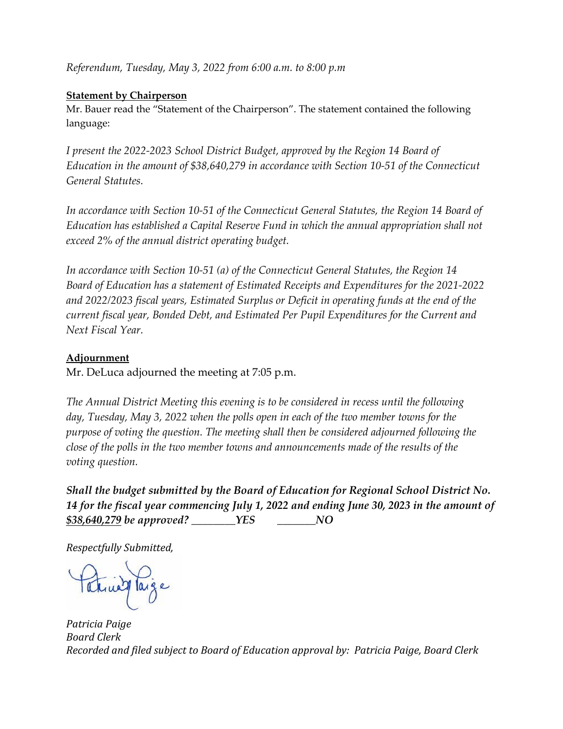*Referendum, Tuesday, May 3, 2022 from 6:00 a.m. to 8:00 p.m*

**Statement by Chairperson**

Mr. Bauer read the "Statement of the Chairperson". The statement contained the following language:

*I present the 2022-2023 School District Budget, approved by the Region 14 Board of Education in the amount of $38,640,279 in accordance with Section 10-51 of the Connecticut General Statutes.*

*In accordance with Section 10-51 of the Connecticut General Statutes, the Region 14 Board of Education has established a Capital Reserve Fund in which the annual appropriation shall not exceed 2% of the annual district operating budget.*

*In accordance with Section 10-51 (a) of the Connecticut General Statutes, the Region 14 Board of Education has a statement of Estimated Receipts and Expenditures for the 2021-2022 and 2022/2023 fiscal years, Estimated Surplus or Deficit in operating funds at the end of the current fiscal year, Bonded Debt, and Estimated Per Pupil Expenditures for the Current and Next Fiscal Year.*

**Adjournment**

Mr. DeLuca adjourned the meeting at 7:05 p.m.

*The Annual District Meeting this evening is to be considered in recess until the following day, Tuesday, May 3, 2022 when the polls open in each of the two member towns for the purpose of voting the question. The meeting shall then be considered adjourned following the close of the polls in the two member towns and announcements made of the results of the voting question.*

***Shall the budget submitted by the Board of Education for Regional School District No. 14 for the fiscal year commencing July 1, 2022 and ending June 30, 2023 in the amount of $38,640,279 be approved? _________YES ________NO***

*Respectfully Submitted,*

*Patricia Paige*
*Board Clerk*
*Recorded and filed subject to Board of Education approval by: Patricia Paige, Board Clerk*